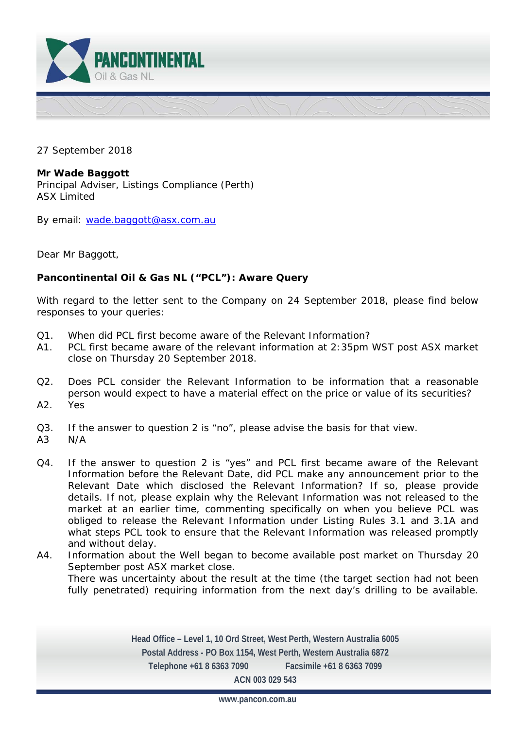27 September 2018

**Mr Wade Baggott**
Principal Adviser, Listings Compliance (Perth)
ASX Limited

By email: wade.baggott@asx.com.au

Dear Mr Baggott,

**Pancontinental Oil & Gas NL ("PCL"): Aware Query**

With regard to the letter sent to the Company on 24 September 2018, please find below responses to your queries:

Q1. When did PCL first become aware of the Relevant Information?
A1. PCL first became aware of the relevant information at 2:35pm WST post ASX market close on Thursday 20 September 2018.

Q2. Does PCL consider the Relevant Information to be information that a reasonable person would expect to have a material effect on the price or value of its securities?
A2. Yes

Q3. If the answer to question 2 is "no", please advise the basis for that view.
A3 N/A

Q4. If the answer to question 2 is "yes" and PCL first became aware of the Relevant Information before the Relevant Date, did PCL make any announcement prior to the Relevant Date which disclosed the Relevant Information? If so, please provide details. If not, please explain why the Relevant Information was not released to the market at an earlier time, commenting specifically on when you believe PCL was obliged to release the Relevant Information under Listing Rules 3.1 and 3.1A and what steps PCL took to ensure that the Relevant Information was released promptly and without delay.
A4. Information about the Well began to become available post market on Thursday 20 September post ASX market close.
There was uncertainty about the result at the time (the target section had not been fully penetrated) requiring information from the next day's drilling to be available.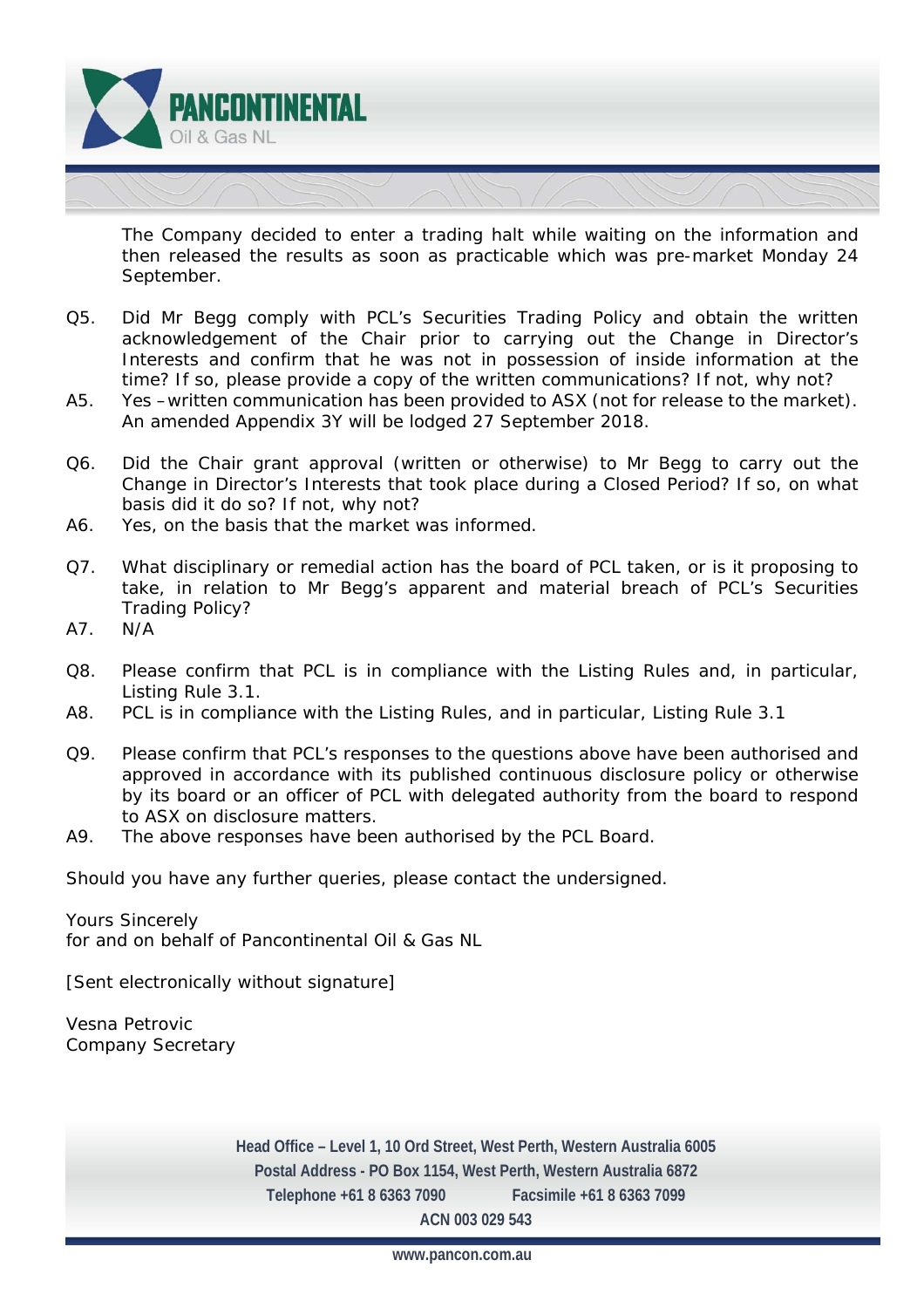The Company decided to enter a trading halt while waiting on the information and then released the results as soon as practicable which was pre-market Monday 24 September.

Q5. Did Mr Begg comply with PCL's Securities Trading Policy and obtain the written acknowledgement of the Chair prior to carrying out the Change in Director's Interests and confirm that he was not in possession of inside information at the time? If so, please provide a copy of the written communications? If not, why not?

A5. Yes – written communication has been provided to ASX (not for release to the market). An amended Appendix 3Y will be lodged 27 September 2018.

Q6. Did the Chair grant approval (written or otherwise) to Mr Begg to carry out the Change in Director's Interests that took place during a Closed Period? If so, on what basis did it do so? If not, why not?

A6. Yes, on the basis that the market was informed.

Q7. What disciplinary or remedial action has the board of PCL taken, or is it proposing to take, in relation to Mr Begg's apparent and material breach of PCL's Securities Trading Policy?

A7. N/A

Q8. Please confirm that PCL is in compliance with the Listing Rules and, in particular, Listing Rule 3.1.

A8. PCL is in compliance with the Listing Rules, and in particular, Listing Rule 3.1

Q9. Please confirm that PCL's responses to the questions above have been authorised and approved in accordance with its published continuous disclosure policy or otherwise by its board or an officer of PCL with delegated authority from the board to respond to ASX on disclosure matters.

A9. The above responses have been authorised by the PCL Board.

Should you have any further queries, please contact the undersigned.

Yours Sincerely
for and on behalf of Pancontinental Oil & Gas NL

[Sent electronically without signature]

Vesna Petrovic
Company Secretary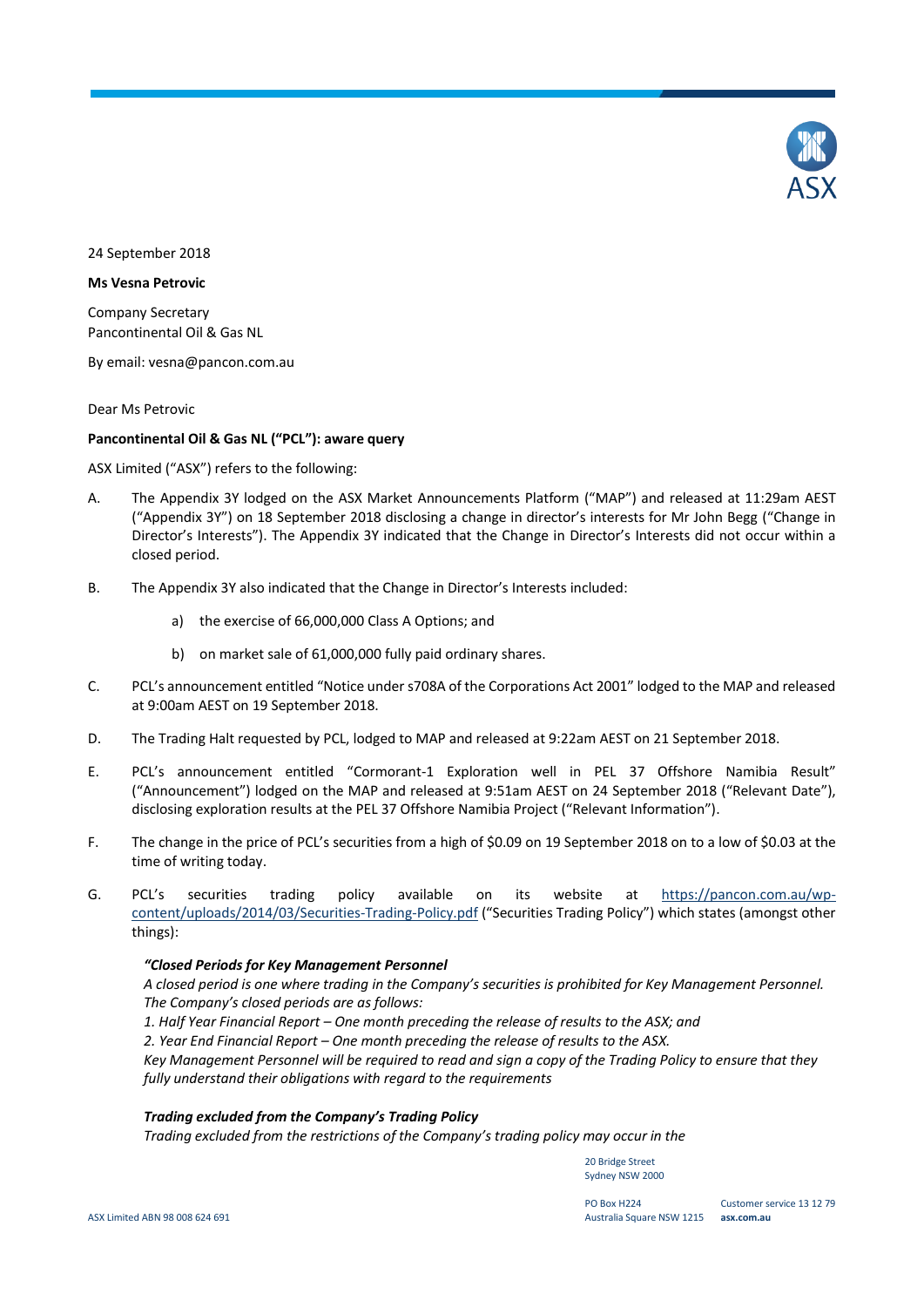24 September 2018

**Ms Vesna Petrovic**

Company Secretary
Pancontinental Oil & Gas NL

By email: vesna@pancon.com.au

Dear Ms Petrovic

**Pancontinental Oil & Gas NL ("PCL"): aware query**

ASX Limited ("ASX") refers to the following:

A. The Appendix 3Y lodged on the ASX Market Announcements Platform ("MAP") and released at 11:29am AEST ("Appendix 3Y") on 18 September 2018 disclosing a change in director's interests for Mr John Begg ("Change in Director's Interests"). The Appendix 3Y indicated that the Change in Director's Interests did not occur within a closed period.

B. The Appendix 3Y also indicated that the Change in Director's Interests included:

   a) the exercise of 66,000,000 Class A Options; and

   b) on market sale of 61,000,000 fully paid ordinary shares.

C. PCL's announcement entitled "Notice under s708A of the Corporations Act 2001" lodged to the MAP and released at 9:00am AEST on 19 September 2018.

D. The Trading Halt requested by PCL, lodged to MAP and released at 9:22am AEST on 21 September 2018.

E. PCL's announcement entitled "Cormorant-1 Exploration well in PEL 37 Offshore Namibia Result" ("Announcement") lodged on the MAP and released at 9:51am AEST on 24 September 2018 ("Relevant Date"), disclosing exploration results at the PEL 37 Offshore Namibia Project ("Relevant Information").

F. The change in the price of PCL's securities from a high of $0.09 on 19 September 2018 on to a low of $0.03 at the time of writing today.

G. PCL's securities trading policy available on its website at https://pancon.com.au/wp-content/uploads/2014/03/Securities-Trading-Policy.pdf ("Securities Trading Policy") which states (amongst other things):

   ***"Closed Periods for Key Management Personnel***
   *A closed period is one where trading in the Company's securities is prohibited for Key Management Personnel. The Company's closed periods are as follows:*
   *1. Half Year Financial Report – One month preceding the release of results to the ASX; and*
   *2. Year End Financial Report – One month preceding the release of results to the ASX.*
   *Key Management Personnel will be required to read and sign a copy of the Trading Policy to ensure that they fully understand their obligations with regard to the requirements*

   ***Trading excluded from the Company's Trading Policy***
   *Trading excluded from the restrictions of the Company's trading policy may occur in the*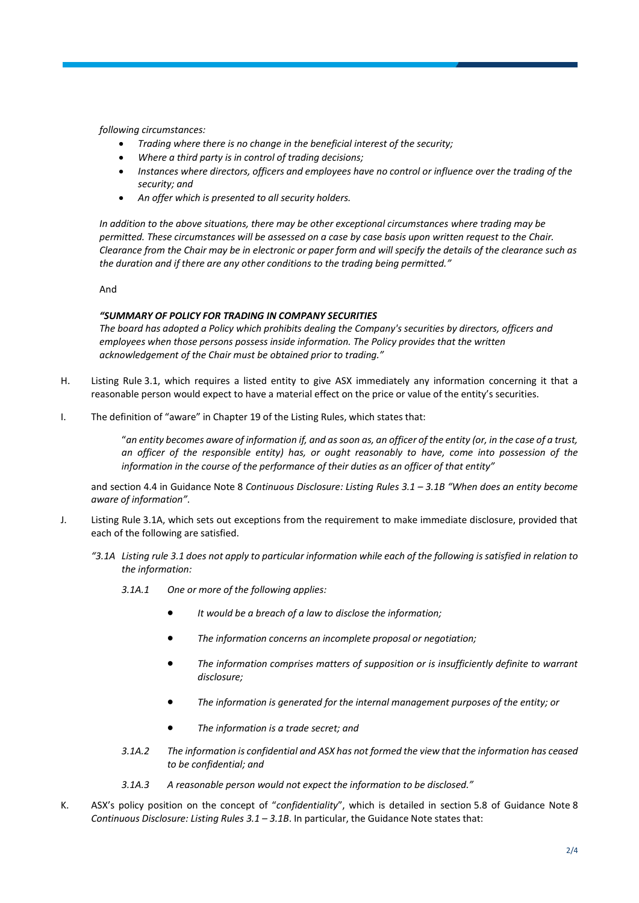*following circumstances:*

- *Trading where there is no change in the beneficial interest of the security;*
- *Where a third party is in control of trading decisions;*
- *Instances where directors, officers and employees have no control or influence over the trading of the security; and*
- *An offer which is presented to all security holders.*

*In addition to the above situations, there may be other exceptional circumstances where trading may be permitted. These circumstances will be assessed on a case by case basis upon written request to the Chair. Clearance from the Chair may be in electronic or paper form and will specify the details of the clearance such as the duration and if there are any other conditions to the trading being permitted."*

And

***"SUMMARY OF POLICY FOR TRADING IN COMPANY SECURITIES***
*The board has adopted a Policy which prohibits dealing the Company's securities by directors, officers and employees when those persons possess inside information. The Policy provides that the written acknowledgement of the Chair must be obtained prior to trading."*

H. Listing Rule 3.1, which requires a listed entity to give ASX immediately any information concerning it that a reasonable person would expect to have a material effect on the price or value of the entity's securities.

I. The definition of "aware" in Chapter 19 of the Listing Rules, which states that:

> "*an entity becomes aware of information if, and as soon as, an officer of the entity (or, in the case of a trust, an officer of the responsible entity) has, or ought reasonably to have, come into possession of the information in the course of the performance of their duties as an officer of that entity"*

and section 4.4 in Guidance Note 8 *Continuous Disclosure: Listing Rules 3.1 – 3.1B "When does an entity become aware of information"*.

J. Listing Rule 3.1A, which sets out exceptions from the requirement to make immediate disclosure, provided that each of the following are satisfied.

*"3.1A Listing rule 3.1 does not apply to particular information while each of the following is satisfied in relation to the information:*

*3.1A.1 One or more of the following applies:*

- *It would be a breach of a law to disclose the information;*
- *The information concerns an incomplete proposal or negotiation;*
- *The information comprises matters of supposition or is insufficiently definite to warrant disclosure;*
- *The information is generated for the internal management purposes of the entity; or*
- *The information is a trade secret; and*

*3.1A.2 The information is confidential and ASX has not formed the view that the information has ceased to be confidential; and*

*3.1A.3 A reasonable person would not expect the information to be disclosed."*

K. ASX's policy position on the concept of "*confidentiality*", which is detailed in section 5.8 of Guidance Note 8 *Continuous Disclosure: Listing Rules 3.1 – 3.1B*. In particular, the Guidance Note states that: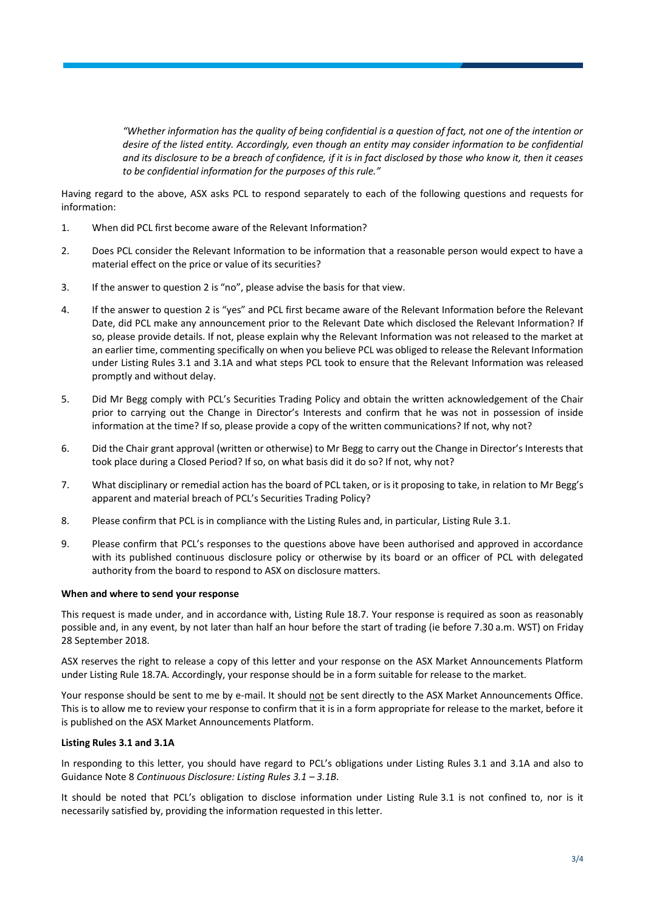*"Whether information has the quality of being confidential is a question of fact, not one of the intention or desire of the listed entity. Accordingly, even though an entity may consider information to be confidential and its disclosure to be a breach of confidence, if it is in fact disclosed by those who know it, then it ceases to be confidential information for the purposes of this rule."*

Having regard to the above, ASX asks PCL to respond separately to each of the following questions and requests for information:

1. When did PCL first become aware of the Relevant Information?
2. Does PCL consider the Relevant Information to be information that a reasonable person would expect to have a material effect on the price or value of its securities?
3. If the answer to question 2 is "no", please advise the basis for that view.
4. If the answer to question 2 is "yes" and PCL first became aware of the Relevant Information before the Relevant Date, did PCL make any announcement prior to the Relevant Date which disclosed the Relevant Information? If so, please provide details. If not, please explain why the Relevant Information was not released to the market at an earlier time, commenting specifically on when you believe PCL was obliged to release the Relevant Information under Listing Rules 3.1 and 3.1A and what steps PCL took to ensure that the Relevant Information was released promptly and without delay.
5. Did Mr Begg comply with PCL's Securities Trading Policy and obtain the written acknowledgement of the Chair prior to carrying out the Change in Director's Interests and confirm that he was not in possession of inside information at the time? If so, please provide a copy of the written communications? If not, why not?
6. Did the Chair grant approval (written or otherwise) to Mr Begg to carry out the Change in Director's Interests that took place during a Closed Period? If so, on what basis did it do so? If not, why not?
7. What disciplinary or remedial action has the board of PCL taken, or is it proposing to take, in relation to Mr Begg's apparent and material breach of PCL's Securities Trading Policy?
8. Please confirm that PCL is in compliance with the Listing Rules and, in particular, Listing Rule 3.1.
9. Please confirm that PCL's responses to the questions above have been authorised and approved in accordance with its published continuous disclosure policy or otherwise by its board or an officer of PCL with delegated authority from the board to respond to ASX on disclosure matters.

**When and where to send your response**

This request is made under, and in accordance with, Listing Rule 18.7. Your response is required as soon as reasonably possible and, in any event, by not later than half an hour before the start of trading (ie before 7.30 a.m. WST) on Friday 28 September 2018.

ASX reserves the right to release a copy of this letter and your response on the ASX Market Announcements Platform under Listing Rule 18.7A. Accordingly, your response should be in a form suitable for release to the market.

Your response should be sent to me by e-mail. It should <u>not</u> be sent directly to the ASX Market Announcements Office. This is to allow me to review your response to confirm that it is in a form appropriate for release to the market, before it is published on the ASX Market Announcements Platform.

**Listing Rules 3.1 and 3.1A**

In responding to this letter, you should have regard to PCL's obligations under Listing Rules 3.1 and 3.1A and also to Guidance Note 8 *Continuous Disclosure: Listing Rules 3.1 – 3.1B*.

It should be noted that PCL's obligation to disclose information under Listing Rule 3.1 is not confined to, nor is it necessarily satisfied by, providing the information requested in this letter.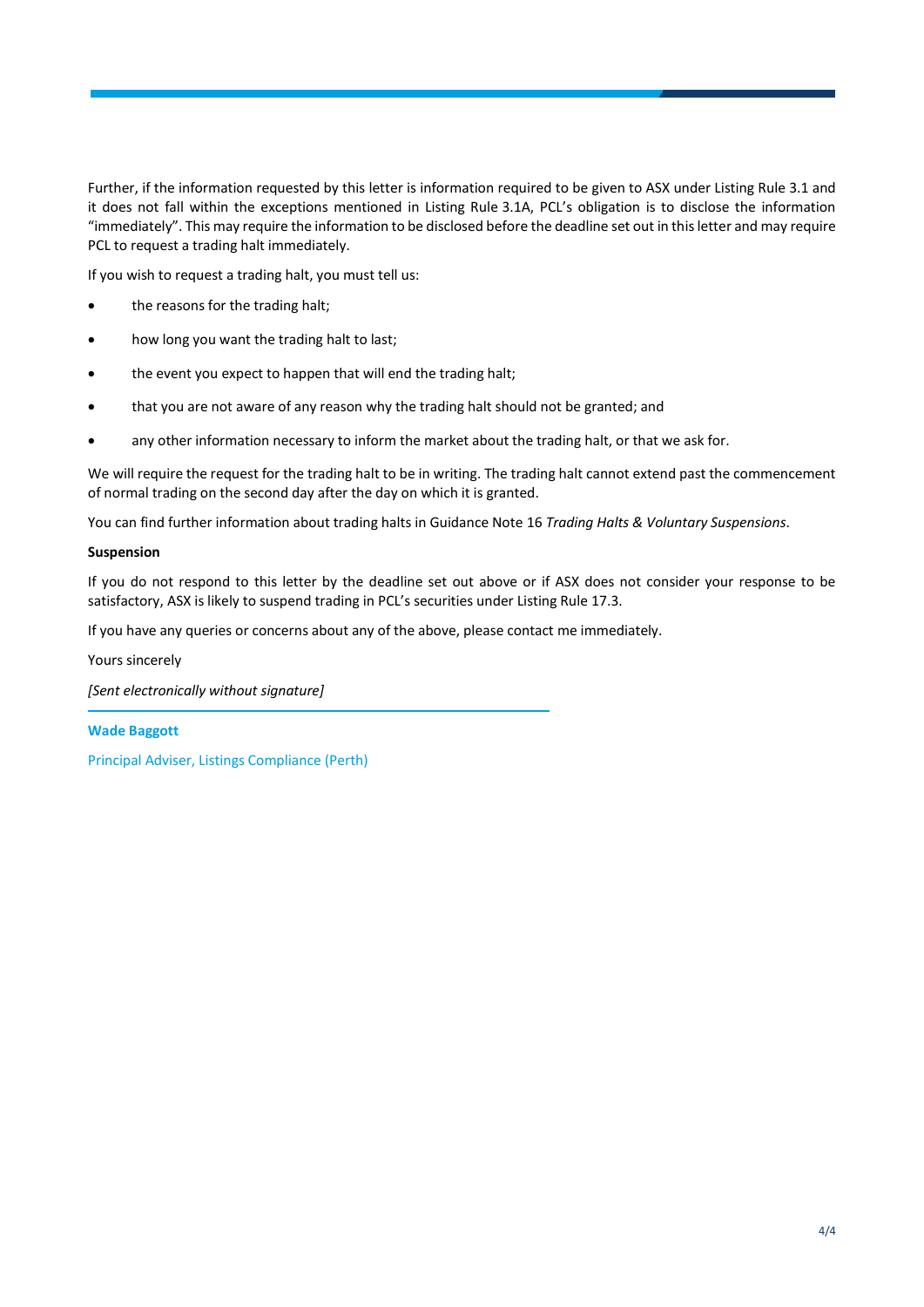Further, if the information requested by this letter is information required to be given to ASX under Listing Rule 3.1 and it does not fall within the exceptions mentioned in Listing Rule 3.1A, PCL's obligation is to disclose the information "immediately". This may require the information to be disclosed before the deadline set out in this letter and may require PCL to request a trading halt immediately.

If you wish to request a trading halt, you must tell us:

- the reasons for the trading halt;
- how long you want the trading halt to last;
- the event you expect to happen that will end the trading halt;
- that you are not aware of any reason why the trading halt should not be granted; and
- any other information necessary to inform the market about the trading halt, or that we ask for.

We will require the request for the trading halt to be in writing. The trading halt cannot extend past the commencement of normal trading on the second day after the day on which it is granted.

You can find further information about trading halts in Guidance Note 16 *Trading Halts & Voluntary Suspensions*.

**Suspension**

If you do not respond to this letter by the deadline set out above or if ASX does not consider your response to be satisfactory, ASX is likely to suspend trading in PCL's securities under Listing Rule 17.3.

If you have any queries or concerns about any of the above, please contact me immediately.

Yours sincerely

*[Sent electronically without signature]*

**Wade Baggott**

Principal Adviser, Listings Compliance (Perth)